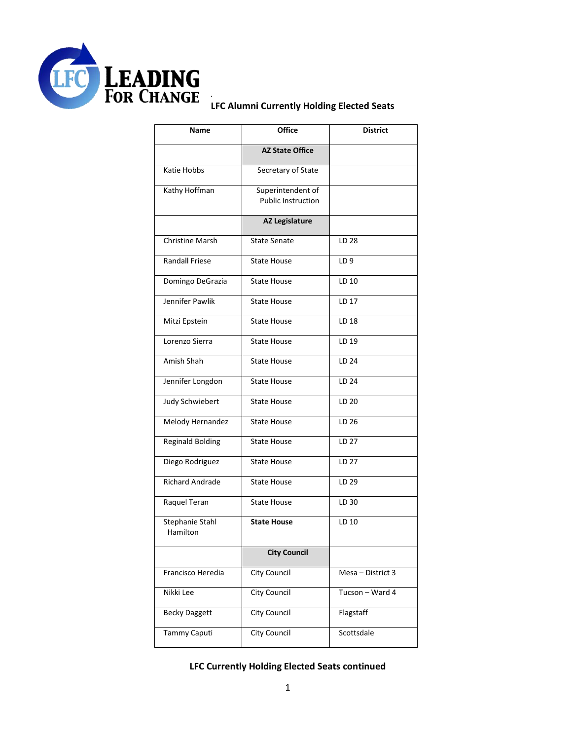# LEADING FOR CHANGE

## LFC Alumni Currently Holding Elected Seats

| Name | Office | District |
|---|---|---|
| | **AZ State Office** | |
| Katie Hobbs | Secretary of State | |
| Kathy Hoffman | Superintendent of Public Instruction | |
| | **AZ Legislature** | |
| Christine Marsh | State Senate | LD 28 |
| Randall Friese | State House | LD 9 |
| Domingo DeGrazia | State House | LD 10 |
| Jennifer Pawlik | State House | LD 17 |
| Mitzi Epstein | State House | LD 18 |
| Lorenzo Sierra | State House | LD 19 |
| Amish Shah | State House | LD 24 |
| Jennifer Longdon | State House | LD 24 |
| Judy Schwiebert | State House | LD 20 |
| Melody Hernandez | State House | LD 26 |
| Reginald Bolding | State House | LD 27 |
| Diego Rodriguez | State House | LD 27 |
| Richard Andrade | State House | LD 29 |
| Raquel Teran | State House | LD 30 |
| Stephanie Stahl Hamilton | **State House** | LD 10 |
| | **City Council** | |
| Francisco Heredia | City Council | Mesa – District 3 |
| Nikki Lee | City Council | Tucson – Ward 4 |
| Becky Daggett | City Council | Flagstaff |
| Tammy Caputi | City Council | Scottsdale |

**LFC Currently Holding Elected Seats continued**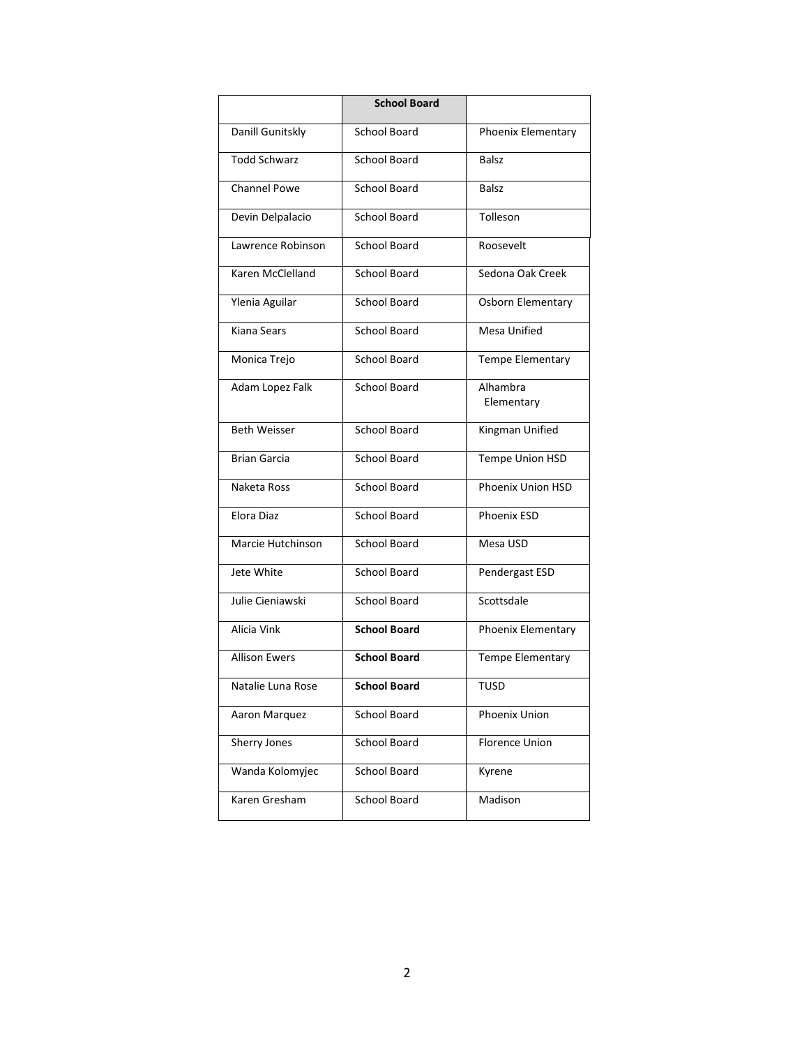| | **School Board** | |
|---|---|---|
| Danill Gunitskly | School Board | Phoenix Elementary |
| Todd Schwarz | School Board | Balsz |
| Channel Powe | School Board | Balsz |
| Devin Delpalacio | School Board | Tolleson |
| Lawrence Robinson | School Board | Roosevelt |
| Karen McClelland | School Board | Sedona Oak Creek |
| Ylenia Aguilar | School Board | Osborn Elementary |
| Kiana Sears | School Board | Mesa Unified |
| Monica Trejo | School Board | Tempe Elementary |
| Adam Lopez Falk | School Board | Alhambra Elementary |
| Beth Weisser | School Board | Kingman Unified |
| Brian Garcia | School Board | Tempe Union HSD |
| Naketa Ross | School Board | Phoenix Union HSD |
| Elora Diaz | School Board | Phoenix ESD |
| Marcie Hutchinson | School Board | Mesa USD |
| Jete White | School Board | Pendergast ESD |
| Julie Cieniawski | School Board | Scottsdale |
| Alicia Vink | **School Board** | Phoenix Elementary |
| Allison Ewers | **School Board** | Tempe Elementary |
| Natalie Luna Rose | **School Board** | TUSD |
| Aaron Marquez | School Board | Phoenix Union |
| Sherry Jones | School Board | Florence Union |
| Wanda Kolomyjec | School Board | Kyrene |
| Karen Gresham | School Board | Madison |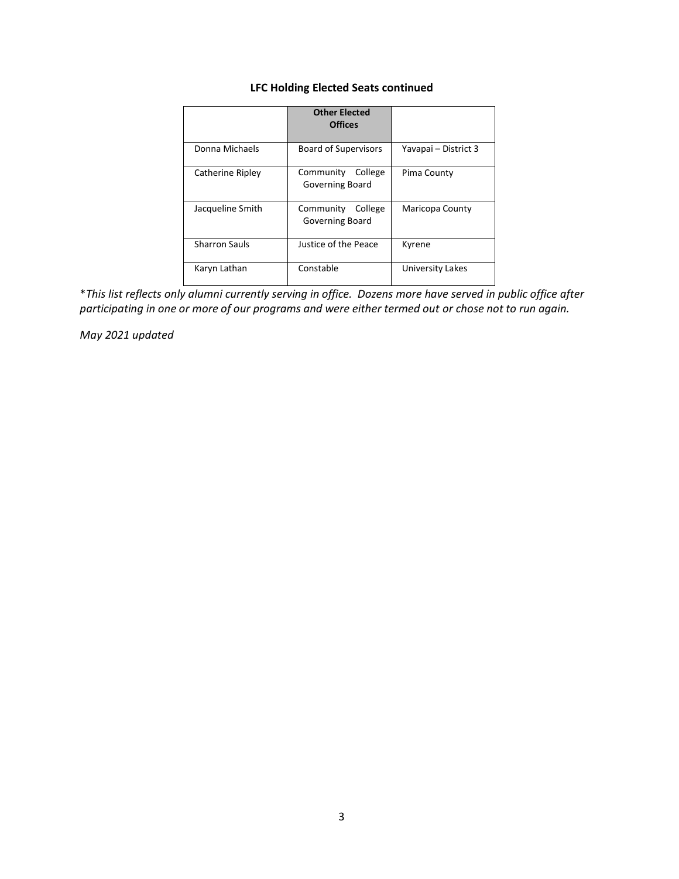### LFC Holding Elected Seats continued

| | Other Elected Offices | |
|---|---|---|
| Donna Michaels | Board of Supervisors | Yavapai – District 3 |
| Catherine Ripley | Community College Governing Board | Pima County |
| Jacqueline Smith | Community College Governing Board | Maricopa County |
| Sharron Sauls | Justice of the Peace | Kyrene |
| Karyn Lathan | Constable | University Lakes |

**\***_This list reflects only alumni currently serving in office. Dozens more have served in public office after participating in one or more of our programs and were either termed out or chose not to run again._

*May 2021 updated*